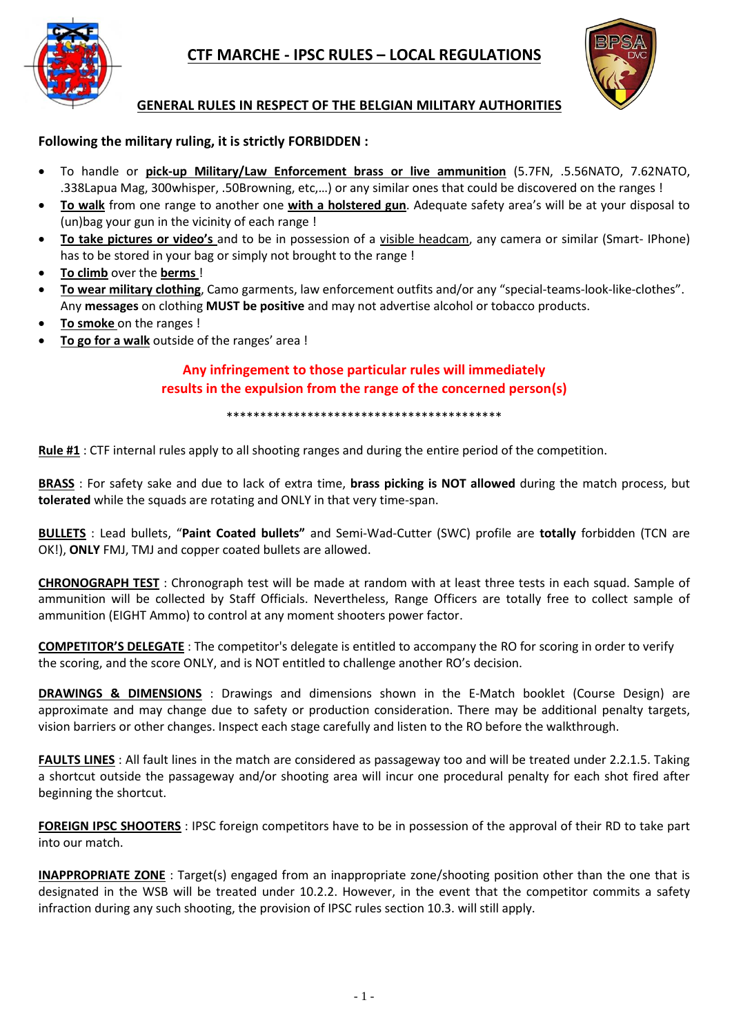# CTF MARCHE - IPSC RULES – LOCAL REGULATIONS

## GENERAL RULES IN RESPECT OF THE BELGIAN MILITARY AUTHORITIES

**Following the military ruling, it is strictly FORBIDDEN :**

- To handle or **pick-up Military/Law Enforcement brass or live ammunition** (5.7FN, .5.56NATO, 7.62NATO, .338Lapua Mag, 300whisper, .50Browning, etc,…) or any similar ones that could be discovered on the ranges !
- **To walk** from one range to another one **with a holstered gun**. Adequate safety area's will be at your disposal to (un)bag your gun in the vicinity of each range !
- **To take pictures or video's** and to be in possession of a visible headcam, any camera or similar (Smart- IPhone) has to be stored in your bag or simply not brought to the range !
- **To climb** over the **berms** !
- **To wear military clothing**, Camo garments, law enforcement outfits and/or any "special-teams-look-like-clothes". Any **messages** on clothing **MUST be positive** and may not advertise alcohol or tobacco products.
- **To smoke** on the ranges !
- **To go for a walk** outside of the ranges' area !

**Any infringement to those particular rules will immediately results in the expulsion from the range of the concerned person(s)**

******************************************

**Rule #1** : CTF internal rules apply to all shooting ranges and during the entire period of the competition.

**BRASS** : For safety sake and due to lack of extra time, **brass picking is NOT allowed** during the match process, but **tolerated** while the squads are rotating and ONLY in that very time-span.

**BULLETS** : Lead bullets, "**Paint Coated bullets"** and Semi-Wad-Cutter (SWC) profile are **totally** forbidden (TCN are OK!), **ONLY** FMJ, TMJ and copper coated bullets are allowed.

**CHRONOGRAPH TEST** : Chronograph test will be made at random with at least three tests in each squad. Sample of ammunition will be collected by Staff Officials. Nevertheless, Range Officers are totally free to collect sample of ammunition (EIGHT Ammo) to control at any moment shooters power factor.

**COMPETITOR'S DELEGATE** : The competitor's delegate is entitled to accompany the RO for scoring in order to verify the scoring, and the score ONLY, and is NOT entitled to challenge another RO's decision.

**DRAWINGS & DIMENSIONS** : Drawings and dimensions shown in the E-Match booklet (Course Design) are approximate and may change due to safety or production consideration. There may be additional penalty targets, vision barriers or other changes. Inspect each stage carefully and listen to the RO before the walkthrough.

**FAULTS LINES** : All fault lines in the match are considered as passageway too and will be treated under 2.2.1.5. Taking a shortcut outside the passageway and/or shooting area will incur one procedural penalty for each shot fired after beginning the shortcut.

**FOREIGN IPSC SHOOTERS** : IPSC foreign competitors have to be in possession of the approval of their RD to take part into our match.

**INAPPROPRIATE ZONE** : Target(s) engaged from an inappropriate zone/shooting position other than the one that is designated in the WSB will be treated under 10.2.2. However, in the event that the competitor commits a safety infraction during any such shooting, the provision of IPSC rules section 10.3. will still apply.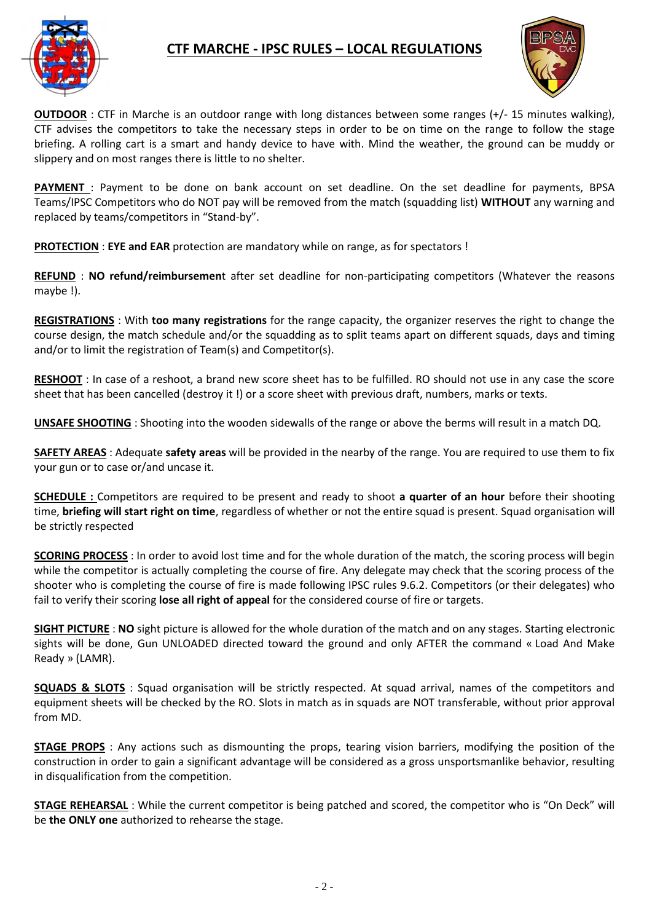# CTF MARCHE - IPSC RULES – LOCAL REGULATIONS

**OUTDOOR** : CTF in Marche is an outdoor range with long distances between some ranges (+/- 15 minutes walking), CTF advises the competitors to take the necessary steps in order to be on time on the range to follow the stage briefing. A rolling cart is a smart and handy device to have with. Mind the weather, the ground can be muddy or slippery and on most ranges there is little to no shelter.

**PAYMENT** : Payment to be done on bank account on set deadline. On the set deadline for payments, BPSA Teams/IPSC Competitors who do NOT pay will be removed from the match (squadding list) **WITHOUT** any warning and replaced by teams/competitors in "Stand-by".

**PROTECTION** : **EYE and EAR** protection are mandatory while on range, as for spectators !

**REFUND** : **NO refund/reimbursemen**t after set deadline for non-participating competitors (Whatever the reasons maybe !).

**REGISTRATIONS** : With **too many registrations** for the range capacity, the organizer reserves the right to change the course design, the match schedule and/or the squadding as to split teams apart on different squads, days and timing and/or to limit the registration of Team(s) and Competitor(s).

**RESHOOT** : In case of a reshoot, a brand new score sheet has to be fulfilled. RO should not use in any case the score sheet that has been cancelled (destroy it !) or a score sheet with previous draft, numbers, marks or texts.

**UNSAFE SHOOTING** : Shooting into the wooden sidewalls of the range or above the berms will result in a match DQ.

**SAFETY AREAS** : Adequate **safety areas** will be provided in the nearby of the range. You are required to use them to fix your gun or to case or/and uncase it.

**SCHEDULE :** Competitors are required to be present and ready to shoot **a quarter of an hour** before their shooting time, **briefing will start right on time**, regardless of whether or not the entire squad is present. Squad organisation will be strictly respected

**SCORING PROCESS** : In order to avoid lost time and for the whole duration of the match, the scoring process will begin while the competitor is actually completing the course of fire. Any delegate may check that the scoring process of the shooter who is completing the course of fire is made following IPSC rules 9.6.2. Competitors (or their delegates) who fail to verify their scoring **lose all right of appeal** for the considered course of fire or targets.

**SIGHT PICTURE** : **NO** sight picture is allowed for the whole duration of the match and on any stages. Starting electronic sights will be done, Gun UNLOADED directed toward the ground and only AFTER the command « Load And Make Ready » (LAMR).

**SQUADS & SLOTS** : Squad organisation will be strictly respected. At squad arrival, names of the competitors and equipment sheets will be checked by the RO. Slots in match as in squads are NOT transferable, without prior approval from MD.

**STAGE PROPS** : Any actions such as dismounting the props, tearing vision barriers, modifying the position of the construction in order to gain a significant advantage will be considered as a gross unsportsmanlike behavior, resulting in disqualification from the competition.

**STAGE REHEARSAL** : While the current competitor is being patched and scored, the competitor who is "On Deck" will be **the ONLY one** authorized to rehearse the stage.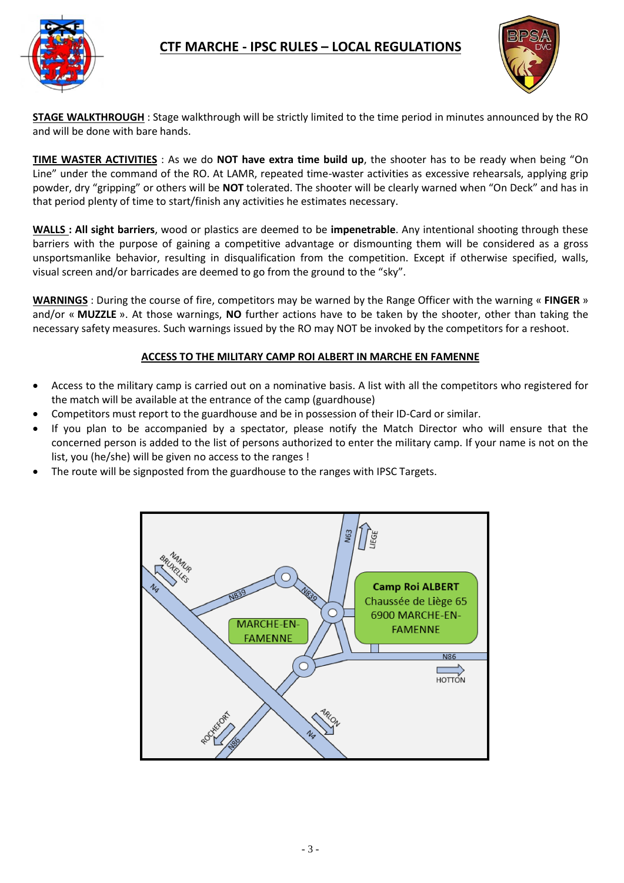**STAGE WALKTHROUGH** : Stage walkthrough will be strictly limited to the time period in minutes announced by the RO and will be done with bare hands.

**TIME WASTER ACTIVITIES** : As we do **NOT have extra time build up**, the shooter has to be ready when being "On Line" under the command of the RO. At LAMR, repeated time-waster activities as excessive rehearsals, applying grip powder, dry "gripping" or others will be **NOT** tolerated. The shooter will be clearly warned when "On Deck" and has in that period plenty of time to start/finish any activities he estimates necessary.

**WALLS : All sight barriers**, wood or plastics are deemed to be **impenetrable**. Any intentional shooting through these barriers with the purpose of gaining a competitive advantage or dismounting them will be considered as a gross unsportsmanlike behavior, resulting in disqualification from the competition. Except if otherwise specified, walls, visual screen and/or barricades are deemed to go from the ground to the "sky".

**WARNINGS** : During the course of fire, competitors may be warned by the Range Officer with the warning « **FINGER** » and/or « **MUZZLE** ». At those warnings, **NO** further actions have to be taken by the shooter, other than taking the necessary safety measures. Such warnings issued by the RO may NOT be invoked by the competitors for a reshoot.

## ACCESS TO THE MILITARY CAMP ROI ALBERT IN MARCHE EN FAMENNE

- Access to the military camp is carried out on a nominative basis. A list with all the competitors who registered for the match will be available at the entrance of the camp (guardhouse)
- Competitors must report to the guardhouse and be in possession of their ID-Card or similar.
- If you plan to be accompanied by a spectator, please notify the Match Director who will ensure that the concerned person is added to the list of persons authorized to enter the military camp. If your name is not on the list, you (he/she) will be given no access to the ranges !
- The route will be signposted from the guardhouse to the ranges with IPSC Targets.

**Camp Roi ALBERT**
Chaussée de Liège 65
6900 MARCHE-EN-FAMENNE

MARCHE-EN-FAMENNE
NAMUR BRUXELLES
N4
N839
N63
LIEGE
N86
HOTTON
ROCHEFORT
ARLON